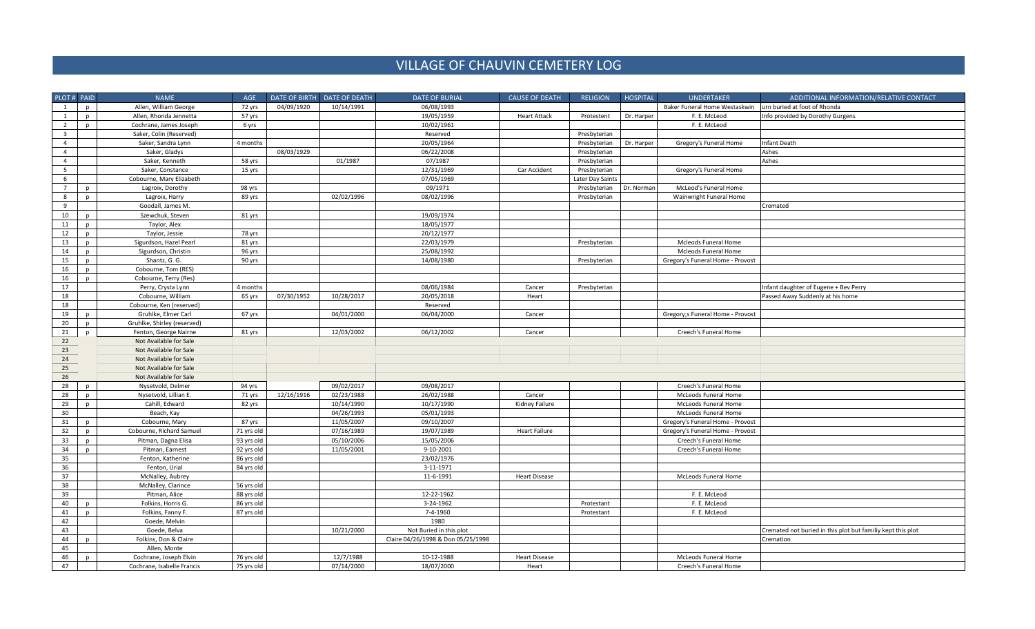# VILLAGE OF CHAUVIN CEMETERY LOG

| PLOT # | PAID | NAME | AGE | DATE OF BIRTH | DATE OF DEATH | DATE OF BURIAL | CAUSE OF DEATH | RELIGION | HOSPITAL | UNDERTAKER | ADDITIONAL INFORMATION/RELATIVE CONTACT |
|---|---|---|---|---|---|---|---|---|---|---|---|
| 1 | p | Allen, William George | 72 yrs | 04/09/1920 | 10/14/1991 | 06/08/1993 | | | | Baker Funeral Home Westaskwin | urn buried at foot of Rhonda |
| 1 | p | Allen, Rhonda Jennetta | 57 yrs | | | 19/05/1959 | Heart Attack | Protestent | Dr. Harper | F. E. McLeod | Info provided by Dorothy Gurgens |
| 2 | p | Cochrane, James Joseph | 6 yrs | | | 10/02/1961 | | | | F. E. McLeod | |
| 3 | | Saker, Colin (Reserved) | | | | Reserved | | Presbyterian | | | |
| 4 | | Saker, Sandra Lynn | 4 months | | | 20/05/1964 | | Presbyterian | Dr. Harper | Gregory's Funeral Home | Infant Death |
| 4 | | Saker, Gladys | | 08/03/1929 | | 06/22/2008 | | Presbyterian | | | Ashes |
| 4 | | Saker, Kenneth | 58 yrs | | 01/1987 | 07/1987 | | Presbyterian | | | Ashes |
| 5 | | Saker, Constance | 15 yrs | | | 12/31/1969 | Car Accident | Presbyterian | | Gregory's Funeral Home | |
| 6 | | Cobourne, Mary Elizabeth | | | | 07/05/1969 | | Later Day Saints | | | |
| 7 | p | Lagroix, Dorothy | 98 yrs | | | 09/1971 | | Presbyterian | Dr. Norman | McLeod's Funeral Home | |
| 8 | p | Lagroix, Harry | 89 yrs | | 02/02/1996 | 08/02/1996 | | Presbyterian | | Wainwright Funeral Home | |
| 9 | | Goodall, James M. | | | | | | | | | Cremated |
| 10 | p | Szewchuk, Steven | 81 yrs | | | 19/09/1974 | | | | | |
| 11 | p | Taylor, Alex | | | | 18/05/1977 | | | | | |
| 12 | p | Taylor, Jessie | 78 yrs | | | 20/12/1977 | | | | | |
| 13 | p | Sigurdson, Hazel Pearl | 81 yrs | | | 22/03/1979 | | Presbyterian | | Mcleods Funeral Home | |
| 14 | p | Sigurdson, Christin | 96 yrs | | | 25/08/1992 | | | | Mcleods Funeral Home | |
| 15 | p | Shantz, G. G. | 90 yrs | | | 14/08/1980 | | Presbyterian | | Gregory's Funeral Home - Provost | |
| 16 | p | Cobourne, Tom (RES) | | | | | | | | | |
| 16 | p | Cobourne, Terry (Res) | | | | | | | | | |
| 17 | | Perry, Crysta Lynn | 4 months | | | 08/06/1984 | Cancer | Presbyterian | | | Infant daughter of Eugene + Bev Perry |
| 18 | | Cobourne, William | 65 yrs | 07/30/1952 | 10/28/2017 | 20/05/2018 | Heart | | | | Passed Away Suddenly at his home |
| 18 | | Cobourne, Ken (reserved) | | | | Reserved | | | | | |
| 19 | p | Gruhlke, Elmer Carl | 67 yrs | | 04/01/2000 | 06/04/2000 | Cancer | | | Gregory;s Funeral Home - Provost | |
| 20 | p | Gruhlke, Shirley (reserved) | | | | | | | | | |
| 21 | p | Fenton, George Nairne | 81 yrs | | 12/03/2002 | 06/12/2002 | Cancer | | | Creech's Funeral Home | |
| 22 | | Not Available for Sale | | | | | | | | | |
| 23 | | Not Available for Sale | | | | | | | | | |
| 24 | | Not Available for Sale | | | | | | | | | |
| 25 | | Not Available for Sale | | | | | | | | | |
| 26 | | Not Available for Sale | | | | | | | | | |
| 28 | p | Nysetvold, Delmer | 94 yrs | | 09/02/2017 | 09/08/2017 | | | | Creech's Funeral Home | |
| 28 | p | Nysetvold, Lillian E. | 71 yrs | 12/16/1916 | 02/23/1988 | 26/02/1988 | Cancer | | | McLeods Funeral Home | |
| 29 | p | Cahill, Edward | 82 yrs | | 10/14/1990 | 10/17/1990 | Kidney Failure | | | McLeods Funeral Home | |
| 30 | | Beach, Kay | | | 04/26/1993 | 05/01/1993 | | | | McLeods Funeral Home | |
| 31 | p | Cobourne, Mary | 87 yrs | | 11/05/2007 | 09/10/2007 | | | | Gregory's Funeral Home - Provost | |
| 32 | p | Cobourne, Richard Samuel | 71 yrs old | | 07/16/1989 | 19/07/1989 | Heart Failure | | | Gregory's Funeral Home - Provost | |
| 33 | p | Pitman, Dagna Elisa | 93 yrs old | | 05/10/2006 | 15/05/2006 | | | | Creech's Funeral Home | |
| 34 | p | Pitman, Earnest | 92 yrs old | | 11/05/2001 | 9-10-2001 | | | | Creech's Funeral Home | |
| 35 | | Fenton, Katherine | 86 yrs old | | | 23/02/1976 | | | | | |
| 36 | | Fenton, Urial | 84 yrs old | | | 3-11-1971 | | | | | |
| 37 | | McNalley, Aubrey | | | | 11-6-1991 | Heart Disease | | | McLeods Funeral Home | |
| 38 | | McNalley, Clarince | 56 yrs old | | | | | | | | |
| 39 | | Pitman, Alice | 88 yrs old | | | 12-22-1962 | | | | F. E. McLeod | |
| 40 | p | Folkins, Horris G. | 86 yrs old | | | 3-24-1962 | | Protestant | | F. E. McLeod | |
| 41 | p | Folkins, Fanny F. | 87 yrs old | | | 7-4-1960 | | Protestant | | F. E. McLeod | |
| 42 | | Goede, Melvin | | | | 1980 | | | | | |
| 43 | | Goede, Belva | | | 10/21/2000 | Not Buried in this plot | | | | | Cremated not buried in this plot but familiy kept this plot |
| 44 | p | Folkins, Don & Claire | | | | Claire 04/26/1998 & Don 05/25/1998 | | | | | Cremation |
| 45 | | Allen, Monte | | | | | | | | | |
| 46 | p | Cochrane, Joseph Elvin | 76 yrs old | | 12/7/1988 | 10-12-1988 | Heart Disease | | | McLeods Funeral Home | |
| 47 | | Cochrane, Isabelle Francis | 75 yrs old | | 07/14/2000 | 18/07/2000 | Heart | | | Creech's Funeral Home | |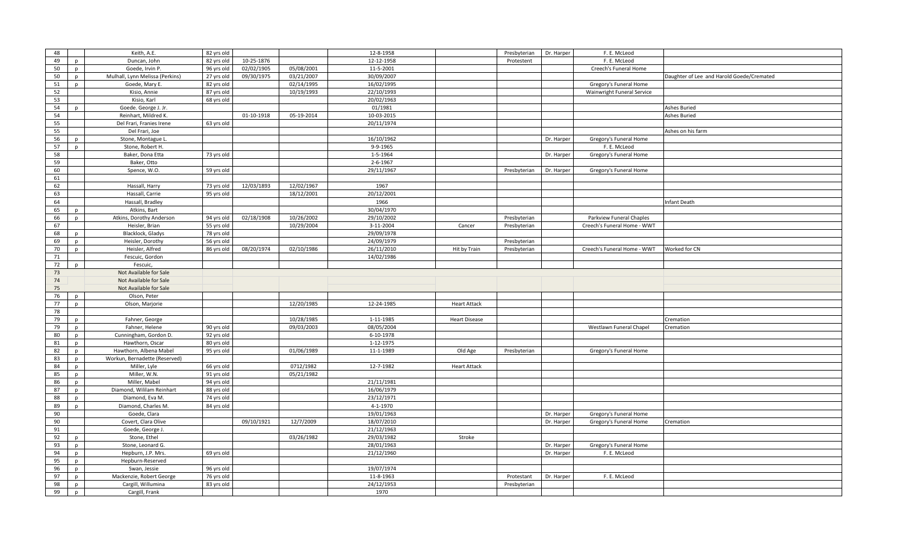| 48 | | Keith, A.E. | 82 yrs old | | | 12-8-1958 | | Presbyterian | Dr. Harper | F. E. McLeod | |
|---|---|---|---|---|---|---|---|---|---|---|---|
| 49 | p | Duncan, John | 82 yrs old | 10-25-1876 | | 12-12-1958 | | Protestent | | F. E. McLeod | |
| 50 | p | Goede, Irvin P. | 96 yrs old | 02/02/1905 | 05/08/2001 | 11-5-2001 | | | | Creech's Funeral Home | |
| 50 | p | Mulhall, Lynn Melissa (Perkins) | 27 yrs old | 09/30/1975 | 03/21/2007 | 30/09/2007 | | | | | Daughter of Lee and Harold Goede/Cremated |
| 51 | p | Goede, Mary E. | 82 yrs old | | 02/14/1995 | 16/02/1995 | | | | Gregory's Funeral Home | |
| 52 | | Kisio, Annie | 87 yrs old | | 10/19/1993 | 22/10/1993 | | | | Wainwright Funeral Service | |
| 53 | | Kisio, Karl | 68 yrs old | | | 20/02/1963 | | | | | |
| 54 | p | Goede. George J. Jr. | | | | 01/1981 | | | | | Ashes Buried |
| 54 | | Reinhart, Mildred K. | | 01-10-1918 | 05-19-2014 | 10-03-2015 | | | | | Ashes Buried |
| 55 | | Del Frari, Franies Irene | 63 yrs old | | | 20/11/1974 | | | | | |
| 55 | | Del Frari, Joe | | | | | | | | | Ashes on his farm |
| 56 | p | Stone, Montague L. | | | | 16/10/1962 | | | Dr. Harper | Gregory's Funeral Home | |
| 57 | p | Stone, Robert H. | | | | 9-9-1965 | | | | F. E. McLeod | |
| 58 | | Baker, Dona Etta | 73 yrs old | | | 1-5-1964 | | | Dr. Harper | Gregory's Funeral Home | |
| 59 | | Baker, Otto | | | | 2-6-1967 | | | | | |
| 60 | | Spence, W.O. | 59 yrs old | | | 29/11/1967 | | Presbyterian | Dr. Harper | Gregory's Funeral Home | |
| 61 | | | | | | | | | | | |
| 62 | | Hassall, Harry | 73 yrs old | 12/03/1893 | 12/02/1967 | 1967 | | | | | |
| 63 | | Hassall, Carrie | 95 yrs old | | 18/12/2001 | 20/12/2001 | | | | | |
| 64 | | Hassall, Bradley | | | | 1966 | | | | | Infant Death |
| 65 | p | Atkins, Bart | | | | 30/04/1970 | | | | | |
| 66 | p | Atkins, Dorothy Anderson | 94 yrs old | 02/18/1908 | 10/26/2002 | 29/10/2002 | | Presbyterian | | Parkview Funeral Chaples | |
| 67 | | Heisler, Brian | 55 yrs old | | 10/29/2004 | 3-11-2004 | Cancer | Presbyterian | | Creech's Funeral Home - WWT | |
| 68 | p | Blacklock, Gladys | 78 yrs old | | | 29/09/1978 | | | | | |
| 69 | p | Heisler, Dorothy | 56 yrs old | | | 24/09/1979 | | Presbyterian | | | |
| 70 | p | Heisler, Alfred | 86 yrs old | 08/20/1974 | 02/10/1986 | 26/11/2010 | Hit by Train | Presbyterian | | Creech's Funeral Home - WWT | Worked for CN |
| 71 | | Fescuic, Gordon | | | | 14/02/1986 | | | | | |
| 72 | p | Fescuic, | | | | | | | | | |
| 73 | | Not Available for Sale | | | | | | | | | |
| 74 | | Not Available for Sale | | | | | | | | | |
| 75 | | Not Available for Sale | | | | | | | | | |
| 76 | p | Olson, Peter | | | | | | | | | |
| 77 | p | Olson, Marjorie | | | 12/20/1985 | 12-24-1985 | Heart Attack | | | | |
| 78 | | | | | | | | | | | |
| 79 | p | Fahner, George | | | 10/28/1985 | 1-11-1985 | Heart Disease | | | | Cremation |
| 79 | p | Fahner, Helene | 90 yrs old | | 09/03/2003 | 08/05/2004 | | | | Westlawn Funeral Chapel | Cremation |
| 80 | p | Cunningham, Gordon D. | 92 yrs old | | | 6-10-1978 | | | | | |
| 81 | p | Hawthorn, Oscar | 80 yrs old | | | 1-12-1975 | | | | | |
| 82 | p | Hawthorn, Albena Mabel | 95 yrs old | | 01/06/1989 | 11-1-1989 | Old Age | Presbyterian | | Gregory's Funeral Home | |
| 83 | p | Workun, Bernadette (Reserved) | | | | | | | | | |
| 84 | p | Miller, Lyle | 66 yrs old | | 0712/1982 | 12-7-1982 | Heart Attack | | | | |
| 85 | p | Miller, W.N. | 91 yrs old | | 05/21/1982 | | | | | | |
| 86 | p | Miller, Mabel | 94 yrs old | | | 21/11/1981 | | | | | |
| 87 | p | Diamond, Wililam Reinhart | 88 yrs old | | | 16/06/1979 | | | | | |
| 88 | p | Diamond, Eva M. | 74 yrs old | | | 23/12/1971 | | | | | |
| 89 | p | Diamond, Charles M. | 84 yrs old | | | 4-1-1970 | | | | | |
| 90 | | Goede, Clara | | | | 19/01/1963 | | | Dr. Harper | Gregory's Funeral Home | |
| 90 | | Covert, Clara Olive | | 09/10/1921 | 12/7/2009 | 18/07/2010 | | | Dr. Harper | Gregory's Funeral Home | Cremation |
| 91 | | Goede, George J. | | | | 21/12/1963 | | | | | |
| 92 | p | Stone, Ethel | | | 03/26/1982 | 29/03/1982 | Stroke | | | | |
| 93 | p | Stone, Leonard G. | | | | 28/01/1963 | | | Dr. Harper | Gregory's Funeral Home | |
| 94 | p | Hepburn, J.P. Mrs. | 69 yrs old | | | 21/12/1960 | | | Dr. Harper | F. E. McLeod | |
| 95 | p | Hepburn-Reserved | | | | | | | | | |
| 96 | p | Swan, Jessie | 96 yrs old | | | 19/07/1974 | | | | | |
| 97 | p | Mackenzie, Robert George | 76 yrs old | | | 11-8-1963 | | Protestant | Dr. Harper | F. E. McLeod | |
| 98 | p | Cargill, Willumina | 83 yrs old | | | 24/12/1953 | | Presbyterian | | | |
| 99 | p | Cargill, Frank | | | | 1970 | | | | | |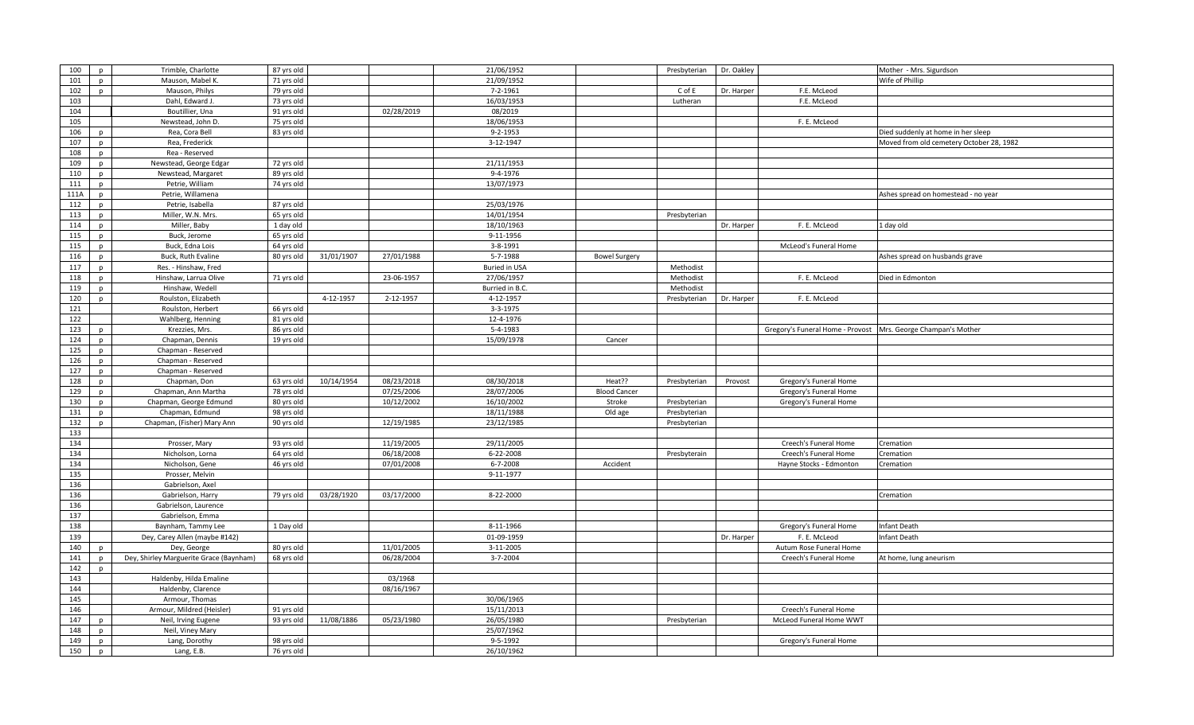| | | | | | | | | | | | |
|---|---|---|---|---|---|---|---|---|---|---|---|
| 100 | p | Trimble, Charlotte | 87 yrs old | | | 21/06/1952 | | Presbyterian | Dr. Oakley | | Mother - Mrs. Sigurdson |
| 101 | p | Mauson, Mabel K. | 71 yrs old | | | 21/09/1952 | | | | | Wife of Phillip |
| 102 | p | Mauson, Philys | 79 yrs old | | | 7-2-1961 | | C of E | Dr. Harper | F.E. McLeod | |
| 103 | | Dahl, Edward J. | 73 yrs old | | | 16/03/1953 | | Lutheran | | F.E. McLeod | |
| 104 | | Boutillier, Una | 91 yrs old | | 02/28/2019 | 08/2019 | | | | | |
| 105 | | Newstead, John D. | 75 yrs old | | | 18/06/1953 | | | | F. E. McLeod | |
| 106 | p | Rea, Cora Bell | 83 yrs old | | | 9-2-1953 | | | | | Died suddenly at home in her sleep |
| 107 | p | Rea, Frederick | | | | 3-12-1947 | | | | | Moved from old cemetery October 28, 1982 |
| 108 | p | Rea - Reserved | | | | | | | | | |
| 109 | p | Newstead, George Edgar | 72 yrs old | | | 21/11/1953 | | | | | |
| 110 | p | Newstead, Margaret | 89 yrs old | | | 9-4-1976 | | | | | |
| 111 | p | Petrie, William | 74 yrs old | | | 13/07/1973 | | | | | |
| 111A | p | Petrie, Willamena | | | | | | | | | Ashes spread on homestead - no year |
| 112 | p | Petrie, Isabella | 87 yrs old | | | 25/03/1976 | | | | | |
| 113 | p | Miller, W.N. Mrs. | 65 yrs old | | | 14/01/1954 | | Presbyterian | | | |
| 114 | p | Miller, Baby | 1 day old | | | 18/10/1963 | | | Dr. Harper | F. E. McLeod | 1 day old |
| 115 | p | Buck, Jerome | 65 yrs old | | | 9-11-1956 | | | | | |
| 115 | p | Buck, Edna Lois | 64 yrs old | | | 3-8-1991 | | | | McLeod's Funeral Home | |
| 116 | p | Buck, Ruth Evaline | 80 yrs old | 31/01/1907 | 27/01/1988 | 5-7-1988 | Bowel Surgery | | | | Ashes spread on husbands grave |
| 117 | p | Res. - Hinshaw, Fred | | | | Buried in USA | | Methodist | | | |
| 118 | p | Hinshaw, Larrua Olive | 71 yrs old | | 23-06-1957 | 27/06/1957 | | Methodist | | F. E. McLeod | Died in Edmonton |
| 119 | p | Hinshaw, Wedell | | | | Burried in B.C. | | Methodist | | | |
| 120 | p | Roulston, Elizabeth | | 4-12-1957 | 2-12-1957 | 4-12-1957 | | Presbyterian | Dr. Harper | F. E. McLeod | |
| 121 | | Roulston, Herbert | 66 yrs old | | | 3-3-1975 | | | | | |
| 122 | | Wahlberg, Henning | 81 yrs old | | | 12-4-1976 | | | | | |
| 123 | p | Krezzies, Mrs. | 86 yrs old | | | 5-4-1983 | | | | Gregory's Funeral Home - Provost | Mrs. George Champan's Mother |
| 124 | p | Chapman, Dennis | 19 yrs old | | | 15/09/1978 | Cancer | | | | |
| 125 | p | Chapman - Reserved | | | | | | | | | |
| 126 | p | Chapman - Reserved | | | | | | | | | |
| 127 | p | Chapman - Reserved | | | | | | | | | |
| 128 | p | Chapman, Don | 63 yrs old | 10/14/1954 | 08/23/2018 | 08/30/2018 | Heat?? | Presbyterian | Provost | Gregory's Funeral Home | |
| 129 | p | Chapman, Ann Martha | 78 yrs old | | 07/25/2006 | 28/07/2006 | Blood Cancer | | | Gregory's Funeral Home | |
| 130 | p | Chapman, George Edmund | 80 yrs old | | 10/12/2002 | 16/10/2002 | Stroke | Presbyterian | | Gregory's Funeral Home | |
| 131 | p | Chapman, Edmund | 98 yrs old | | | 18/11/1988 | Old age | Presbyterian | | | |
| 132 | p | Chapman, (Fisher) Mary Ann | 90 yrs old | | 12/19/1985 | 23/12/1985 | | Presbyterian | | | |
| 133 | | | | | | | | | | | |
| 134 | | Prosser, Mary | 93 yrs old | | 11/19/2005 | 29/11/2005 | | | | Creech's Funeral Home | Cremation |
| 134 | | Nicholson, Lorna | 64 yrs old | | 06/18/2008 | 6-22-2008 | | Presbyterain | | Creech's Funeral Home | Cremation |
| 134 | | Nicholson, Gene | 46 yrs old | | 07/01/2008 | 6-7-2008 | Accident | | | Hayne Stocks - Edmonton | Cremation |
| 135 | | Prosser, Melvin | | | | 9-11-1977 | | | | | |
| 136 | | Gabrielson, Axel | | | | | | | | | |
| 136 | | Gabrielson, Harry | 79 yrs old | 03/28/1920 | 03/17/2000 | 8-22-2000 | | | | | Cremation |
| 136 | | Gabrielson, Laurence | | | | | | | | | |
| 137 | | Gabrielson, Emma | | | | | | | | | |
| 138 | | Baynham, Tammy Lee | 1 Day old | | | 8-11-1966 | | | | Gregory's Funeral Home | Infant Death |
| 139 | | Dey, Carey Allen (maybe #142) | | | | 01-09-1959 | | | Dr. Harper | F. E. McLeod | Infant Death |
| 140 | p | Dey, George | 80 yrs old | | 11/01/2005 | 3-11-2005 | | | | Autum Rose Funeral Home | |
| 141 | p | Dey, Shirley Marguerite Grace (Baynham) | 68 yrs old | | 06/28/2004 | 3-7-2004 | | | | Creech's Funeral Home | At home, lung aneurism |
| 142 | p | | | | | | | | | | |
| 143 | | Haldenby, Hilda Emaline | | | 03/1968 | | | | | | |
| 144 | | Haldenby, Clarence | | | 08/16/1967 | | | | | | |
| 145 | | Armour, Thomas | | | | 30/06/1965 | | | | | |
| 146 | | Armour, Mildred (Heisler) | 91 yrs old | | | 15/11/2013 | | | | Creech's Funeral Home | |
| 147 | p | Neil, Irving Eugene | 93 yrs old | 11/08/1886 | 05/23/1980 | 26/05/1980 | | Presbyterian | | McLeod Funeral Home WWT | |
| 148 | p | Neil, Viney Mary | | | | 25/07/1962 | | | | | |
| 149 | p | Lang, Dorothy | 98 yrs old | | | 9-5-1992 | | | | Gregory's Funeral Home | |
| 150 | p | Lang, E.B. | 76 yrs old | | | 26/10/1962 | | | | | |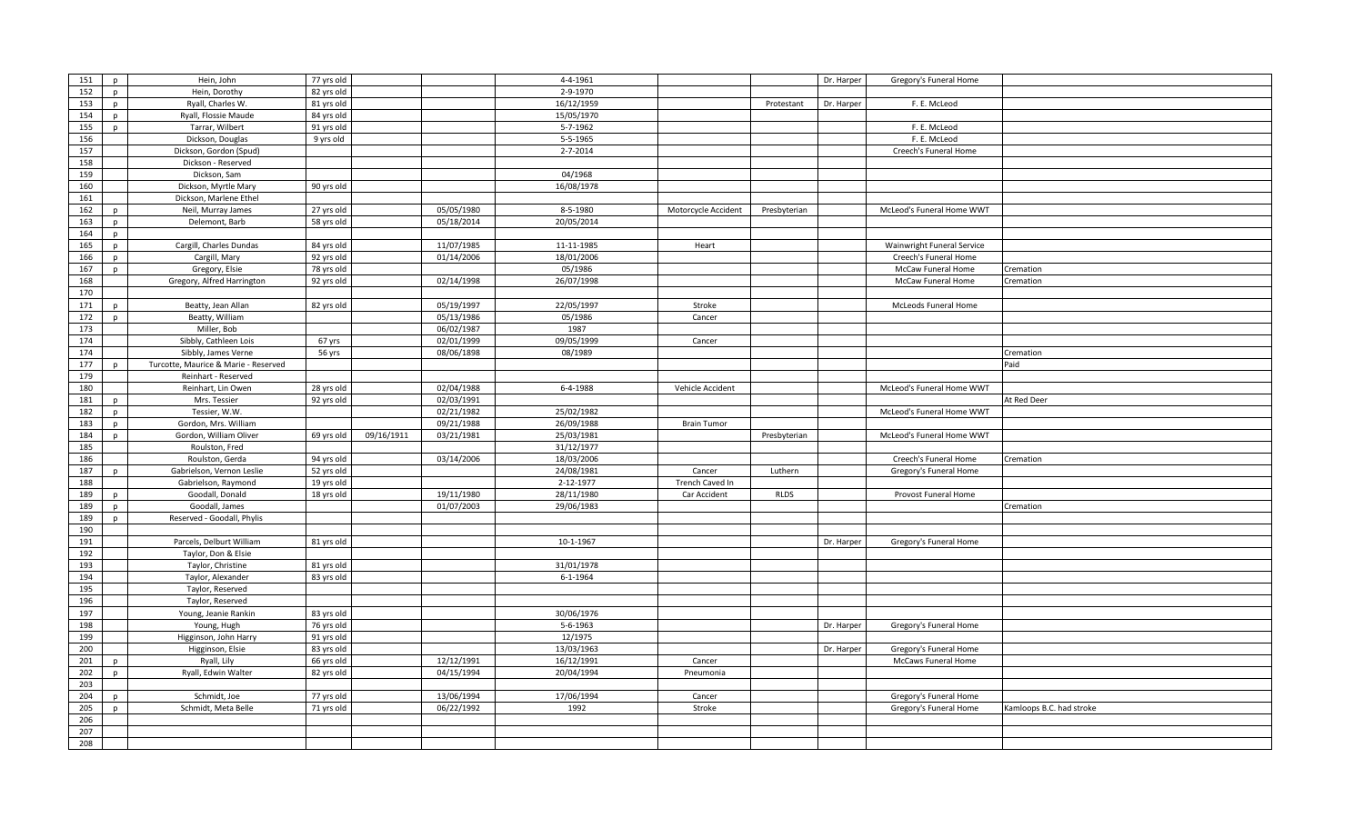| | | | | | | | | | | | |
|---|---|---|---|---|---|---|---|---|---|---|---|
| 151 | p | Hein, John | 77 yrs old | | | 4-4-1961 | | | Dr. Harper | Gregory's Funeral Home | |
| 152 | p | Hein, Dorothy | 82 yrs old | | | 2-9-1970 | | | | | |
| 153 | p | Ryall, Charles W. | 81 yrs old | | | 16/12/1959 | | Protestant | Dr. Harper | F. E. McLeod | |
| 154 | p | Ryall, Flossie Maude | 84 yrs old | | | 15/05/1970 | | | | | |
| 155 | p | Tarrar, Wilbert | 91 yrs old | | | 5-7-1962 | | | | F. E. McLeod | |
| 156 | | Dickson, Douglas | 9 yrs old | | | 5-5-1965 | | | | F. E. McLeod | |
| 157 | | Dickson, Gordon (Spud) | | | | 2-7-2014 | | | | Creech's Funeral Home | |
| 158 | | Dickson - Reserved | | | | | | | | | |
| 159 | | Dickson, Sam | | | | 04/1968 | | | | | |
| 160 | | Dickson, Myrtle Mary | 90 yrs old | | | 16/08/1978 | | | | | |
| 161 | | Dickson, Marlene Ethel | | | | | | | | | |
| 162 | p | Neil, Murray James | 27 yrs old | | 05/05/1980 | 8-5-1980 | Motorcycle Accident | Presbyterian | | McLeod's Funeral Home WWT | |
| 163 | p | Delemont, Barb | 58 yrs old | | 05/18/2014 | 20/05/2014 | | | | | |
| 164 | p | | | | | | | | | | |
| 165 | p | Cargill, Charles Dundas | 84 yrs old | | 11/07/1985 | 11-11-1985 | Heart | | | Wainwright Funeral Service | |
| 166 | p | Cargill, Mary | 92 yrs old | | 01/14/2006 | 18/01/2006 | | | | Creech's Funeral Home | |
| 167 | p | Gregory, Elsie | 78 yrs old | | | 05/1986 | | | | McCaw Funeral Home | Cremation |
| 168 | | Gregory, Alfred Harrington | 92 yrs old | | 02/14/1998 | 26/07/1998 | | | | McCaw Funeral Home | Cremation |
| 170 | | | | | | | | | | | |
| 171 | p | Beatty, Jean Allan | 82 yrs old | | 05/19/1997 | 22/05/1997 | Stroke | | | McLeods Funeral Home | |
| 172 | p | Beatty, William | | | 05/13/1986 | 05/1986 | Cancer | | | | |
| 173 | | Miller, Bob | | | 06/02/1987 | 1987 | | | | | |
| 174 | | Sibbly, Cathleen Lois | 67 yrs | | 02/01/1999 | 09/05/1999 | Cancer | | | | |
| 174 | | Sibbly, James Verne | 56 yrs | | 08/06/1898 | 08/1989 | | | | | Cremation |
| 177 | p | Turcotte, Maurice & Marie - Reserved | | | | | | | | | Paid |
| 179 | | Reinhart - Reserved | | | | | | | | | |
| 180 | | Reinhart, Lin Owen | 28 yrs old | | 02/04/1988 | 6-4-1988 | Vehicle Accident | | | McLeod's Funeral Home WWT | |
| 181 | p | Mrs. Tessier | 92 yrs old | | 02/03/1991 | | | | | | At Red Deer |
| 182 | p | Tessier, W.W. | | | 02/21/1982 | 25/02/1982 | | | | McLeod's Funeral Home WWT | |
| 183 | p | Gordon, Mrs. William | | | 09/21/1988 | 26/09/1988 | Brain Tumor | | | | |
| 184 | p | Gordon, William Oliver | 69 yrs old | 09/16/1911 | 03/21/1981 | 25/03/1981 | | Presbyterian | | McLeod's Funeral Home WWT | |
| 185 | | Roulston, Fred | | | | 31/12/1977 | | | | | |
| 186 | | Roulston, Gerda | 94 yrs old | | 03/14/2006 | 18/03/2006 | | | | Creech's Funeral Home | Cremation |
| 187 | p | Gabrielson, Vernon Leslie | 52 yrs old | | | 24/08/1981 | Cancer | Luthern | | Gregory's Funeral Home | |
| 188 | | Gabrielson, Raymond | 19 yrs old | | | 2-12-1977 | Trench Caved In | | | | |
| 189 | p | Goodall, Donald | 18 yrs old | | 19/11/1980 | 28/11/1980 | Car Accident | RLDS | | Provost Funeral Home | |
| 189 | p | Goodall, James | | | 01/07/2003 | 29/06/1983 | | | | | Cremation |
| 189 | p | Reserved - Goodall, Phylis | | | | | | | | | |
| 190 | | | | | | | | | | | |
| 191 | | Parcels, Delburt William | 81 yrs old | | | 10-1-1967 | | | Dr. Harper | Gregory's Funeral Home | |
| 192 | | Taylor, Don & Elsie | | | | | | | | | |
| 193 | | Taylor, Christine | 81 yrs old | | | 31/01/1978 | | | | | |
| 194 | | Taylor, Alexander | 83 yrs old | | | 6-1-1964 | | | | | |
| 195 | | Taylor, Reserved | | | | | | | | | |
| 196 | | Taylor, Reserved | | | | | | | | | |
| 197 | | Young, Jeanie Rankin | 83 yrs old | | | 30/06/1976 | | | | | |
| 198 | | Young, Hugh | 76 yrs old | | | 5-6-1963 | | | Dr. Harper | Gregory's Funeral Home | |
| 199 | | Higginson, John Harry | 91 yrs old | | | 12/1975 | | | | | |
| 200 | | Higginson, Elsie | 83 yrs old | | | 13/03/1963 | | | Dr. Harper | Gregory's Funeral Home | |
| 201 | p | Ryall, Lily | 66 yrs old | | 12/12/1991 | 16/12/1991 | Cancer | | | McCaws Funeral Home | |
| 202 | p | Ryall, Edwin Walter | 82 yrs old | | 04/15/1994 | 20/04/1994 | Pneumonia | | | | |
| 203 | | | | | | | | | | | |
| 204 | p | Schmidt, Joe | 77 yrs old | | 13/06/1994 | 17/06/1994 | Cancer | | | Gregory's Funeral Home | |
| 205 | p | Schmidt, Meta Belle | 71 yrs old | | 06/22/1992 | 1992 | Stroke | | | Gregory's Funeral Home | Kamloops B.C. had stroke |
| 206 | | | | | | | | | | | |
| 207 | | | | | | | | | | | |
| 208 | | | | | | | | | | | |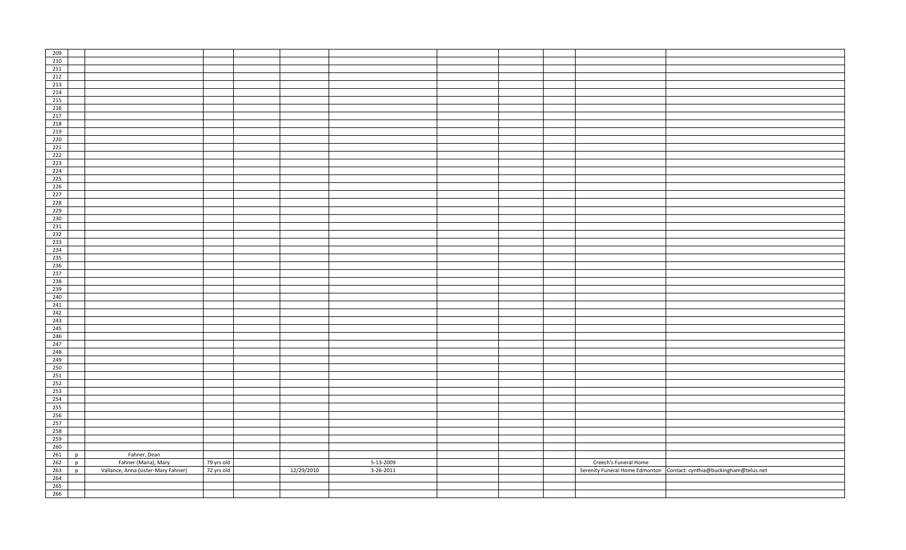| | | | | | | | | | | | |
|---|---|---|---|---|---|---|---|---|---|---|---|
| 209 | | | | | | | | | | | |
| 210 | | | | | | | | | | | |
| 211 | | | | | | | | | | | |
| 212 | | | | | | | | | | | |
| 213 | | | | | | | | | | | |
| 214 | | | | | | | | | | | |
| 215 | | | | | | | | | | | |
| 216 | | | | | | | | | | | |
| 217 | | | | | | | | | | | |
| 218 | | | | | | | | | | | |
| 219 | | | | | | | | | | | |
| 220 | | | | | | | | | | | |
| 221 | | | | | | | | | | | |
| 222 | | | | | | | | | | | |
| 223 | | | | | | | | | | | |
| 224 | | | | | | | | | | | |
| 225 | | | | | | | | | | | |
| 226 | | | | | | | | | | | |
| 227 | | | | | | | | | | | |
| 228 | | | | | | | | | | | |
| 229 | | | | | | | | | | | |
| 230 | | | | | | | | | | | |
| 231 | | | | | | | | | | | |
| 232 | | | | | | | | | | | |
| 233 | | | | | | | | | | | |
| 234 | | | | | | | | | | | |
| 235 | | | | | | | | | | | |
| 236 | | | | | | | | | | | |
| 237 | | | | | | | | | | | |
| 238 | | | | | | | | | | | |
| 239 | | | | | | | | | | | |
| 240 | | | | | | | | | | | |
| 241 | | | | | | | | | | | |
| 242 | | | | | | | | | | | |
| 243 | | | | | | | | | | | |
| 245 | | | | | | | | | | | |
| 246 | | | | | | | | | | | |
| 247 | | | | | | | | | | | |
| 248 | | | | | | | | | | | |
| 249 | | | | | | | | | | | |
| 250 | | | | | | | | | | | |
| 251 | | | | | | | | | | | |
| 252 | | | | | | | | | | | |
| 253 | | | | | | | | | | | |
| 254 | | | | | | | | | | | |
| 255 | | | | | | | | | | | |
| 256 | | | | | | | | | | | |
| 257 | | | | | | | | | | | |
| 258 | | | | | | | | | | | |
| 259 | | | | | | | | | | | |
| 260 | | | | | | | | | | | |
| 261 | p | Fahner, Dean | | | | | | | | | |
| 262 | p | Fahner (Maria), Mary | 79 yrs old | | | 5-13-2009 | | | | Creech's Funeral Home | |
| 263 | p | Vallance, Anna (sister-Mary Fahner) | 72 yrs old | | 12/29/2010 | 3-26-2011 | | | | Serenity Funeral Home Edmonton | Contact: cynthia@buckingham@telus.net |
| 264 | | | | | | | | | | | |
| 265 | | | | | | | | | | | |
| 266 | | | | | | | | | | | |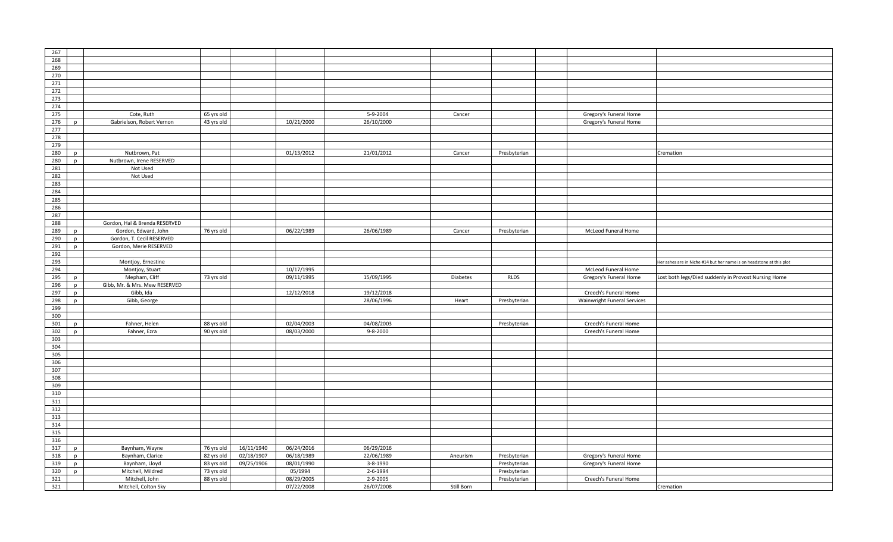| | | | | | | | | | | | |
|---|---|---|---|---|---|---|---|---|---|---|---|
| 267 | | | | | | | | | | | |
| 268 | | | | | | | | | | | |
| 269 | | | | | | | | | | | |
| 270 | | | | | | | | | | | |
| 271 | | | | | | | | | | | |
| 272 | | | | | | | | | | | |
| 273 | | | | | | | | | | | |
| 274 | | | | | | | | | | | |
| 275 | | Cote, Ruth | 65 yrs old | | | 5-9-2004 | Cancer | | | Gregory's Funeral Home | |
| 276 | p | Gabrielson, Robert Vernon | 43 yrs old | | 10/21/2000 | 26/10/2000 | | | | Gregory's Funeral Home | |
| 277 | | | | | | | | | | | |
| 278 | | | | | | | | | | | |
| 279 | | | | | | | | | | | |
| 280 | p | Nutbrown, Pat | | | 01/13/2012 | 21/01/2012 | Cancer | Presbyterian | | | Cremation |
| 280 | p | Nutbrown, Irene RESERVED | | | | | | | | | |
| 281 | | Not Used | | | | | | | | | |
| 282 | | Not Used | | | | | | | | | |
| 283 | | | | | | | | | | | |
| 284 | | | | | | | | | | | |
| 285 | | | | | | | | | | | |
| 286 | | | | | | | | | | | |
| 287 | | | | | | | | | | | |
| 288 | | Gordon, Hal & Brenda RESERVED | | | | | | | | | |
| 289 | p | Gordon, Edward, John | 76 yrs old | | 06/22/1989 | 26/06/1989 | Cancer | Presbyterian | | McLeod Funeral Home | |
| 290 | p | Gordon, T. Cecil RESERVED | | | | | | | | | |
| 291 | p | Gordon, Merie RESERVED | | | | | | | | | |
| 292 | | | | | | | | | | | |
| 293 | | Montjoy, Ernestine | | | | | | | | | Her ashes are in Niche #14 but her name is on headstone at this plot |
| 294 | | Montjoy, Stuart | | | 10/17/1995 | | | | | McLeod Funeral Home | |
| 295 | p | Mepham, Cliff | 73 yrs old | | 09/11/1995 | 15/09/1995 | Diabetes | RLDS | | Gregory's Funeral Home | Lost both legs/Died suddenly in Provost Nursing Home |
| 296 | p | Gibb, Mr. & Mrs. Mew RESERVED | | | | | | | | | |
| 297 | p | Gibb, Ida | | | 12/12/2018 | 19/12/2018 | | | | Creech's Funeral Home | |
| 298 | p | Gibb, George | | | | 28/06/1996 | Heart | Presbyterian | | Wainwright Funeral Services | |
| 299 | | | | | | | | | | | |
| 300 | | | | | | | | | | | |
| 301 | p | Fahner, Helen | 88 yrs old | | 02/04/2003 | 04/08/2003 | | Presbyterian | | Creech's Funeral Home | |
| 302 | p | Fahner, Ezra | 90 yrs old | | 08/03/2000 | 9-8-2000 | | | | Creech's Funeral Home | |
| 303 | | | | | | | | | | | |
| 304 | | | | | | | | | | | |
| 305 | | | | | | | | | | | |
| 306 | | | | | | | | | | | |
| 307 | | | | | | | | | | | |
| 308 | | | | | | | | | | | |
| 309 | | | | | | | | | | | |
| 310 | | | | | | | | | | | |
| 311 | | | | | | | | | | | |
| 312 | | | | | | | | | | | |
| 313 | | | | | | | | | | | |
| 314 | | | | | | | | | | | |
| 315 | | | | | | | | | | | |
| 316 | | | | | | | | | | | |
| 317 | p | Baynham, Wayne | 76 yrs old | 16/11/1940 | 06/24/2016 | 06/29/2016 | | | | | |
| 318 | p | Baynham, Clarice | 82 yrs old | 02/18/1907 | 06/18/1989 | 22/06/1989 | Aneurism | Presbyterian | | Gregory's Funeral Home | |
| 319 | p | Baynham, Lloyd | 83 yrs old | 09/25/1906 | 08/01/1990 | 3-8-1990 | | Presbyterian | | Gregory's Funeral Home | |
| 320 | p | Mitchell, Mildred | 73 yrs old | | 05/1994 | 2-6-1994 | | Presbyterian | | | |
| 321 | | Mitchell, John | 88 yrs old | | 08/29/2005 | 2-9-2005 | | Presbyterian | | Creech's Funeral Home | |
| 321 | | Mitchell, Colton Sky | | | 07/22/2008 | 26/07/2008 | Still Born | | | | Cremation |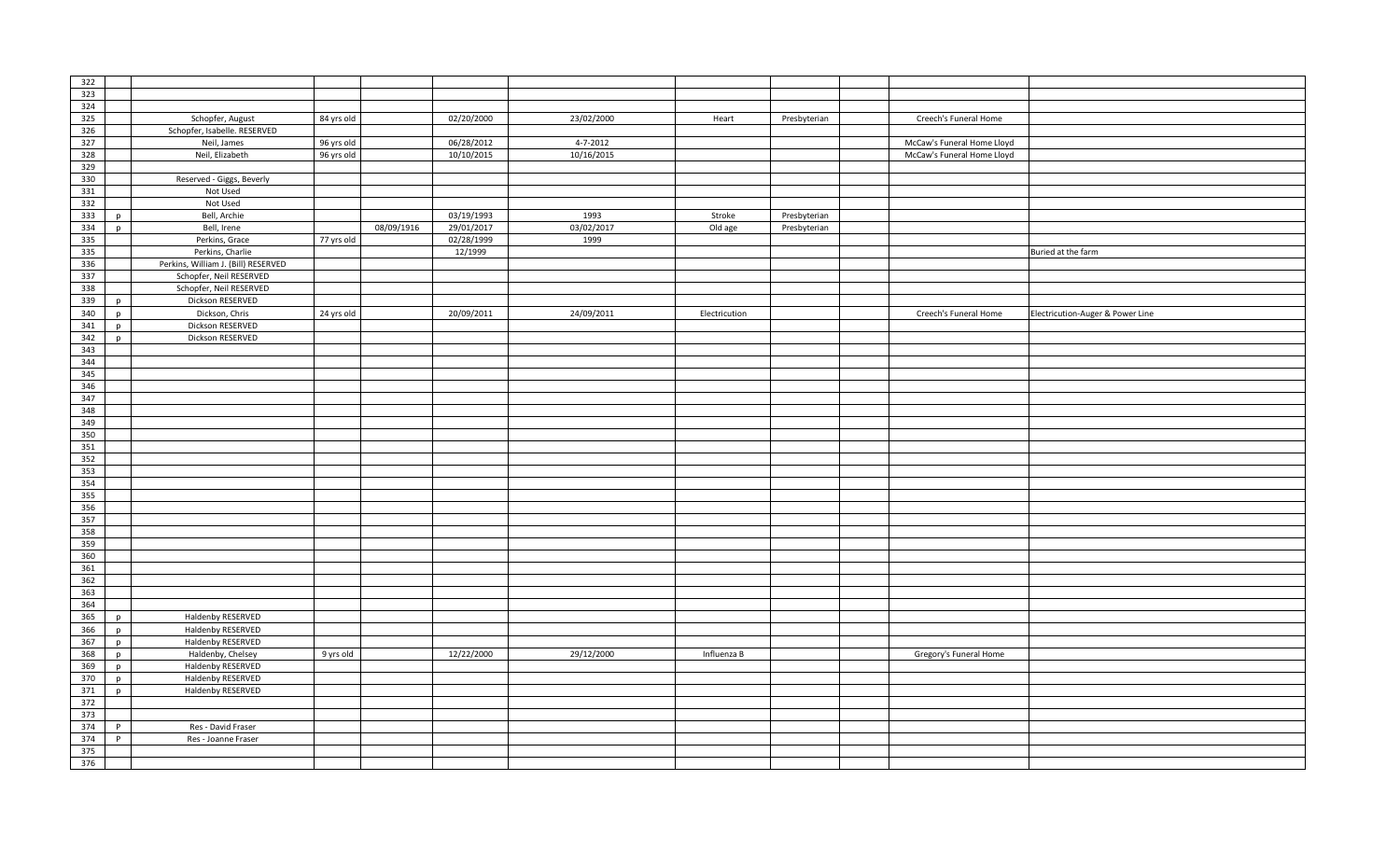| | | | | | | | | | | | |
|---|---|---|---|---|---|---|---|---|---|---|---|
| 322 | | | | | | | | | | | |
| 323 | | | | | | | | | | | |
| 324 | | | | | | | | | | | |
| 325 | | Schopfer, August | 84 yrs old | | 02/20/2000 | 23/02/2000 | Heart | Presbyterian | | Creech's Funeral Home | |
| 326 | | Schopfer, Isabelle. RESERVED | | | | | | | | | |
| 327 | | Neil, James | 96 yrs old | | 06/28/2012 | 4-7-2012 | | | | McCaw's Funeral Home Lloyd | |
| 328 | | Neil, Elizabeth | 96 yrs old | | 10/10/2015 | 10/16/2015 | | | | McCaw's Funeral Home Lloyd | |
| 329 | | | | | | | | | | | |
| 330 | | Reserved - Giggs, Beverly | | | | | | | | | |
| 331 | | Not Used | | | | | | | | | |
| 332 | | Not Used | | | | | | | | | |
| 333 | p | Bell, Archie | | | 03/19/1993 | 1993 | Stroke | Presbyterian | | | |
| 334 | p | Bell, Irene | | 08/09/1916 | 29/01/2017 | 03/02/2017 | Old age | Presbyterian | | | |
| 335 | | Perkins, Grace | 77 yrs old | | 02/28/1999 | 1999 | | | | | |
| 335 | | Perkins, Charlie | | | 12/1999 | | | | | | Buried at the farm |
| 336 | | Perkins, William J. (Bill) RESERVED | | | | | | | | | |
| 337 | | Schopfer, Neil RESERVED | | | | | | | | | |
| 338 | | Schopfer, Neil RESERVED | | | | | | | | | |
| 339 | p | Dickson RESERVED | | | | | | | | | |
| 340 | p | Dickson, Chris | 24 yrs old | | 20/09/2011 | 24/09/2011 | Electricution | | | Creech's Funeral Home | Electricution-Auger & Power Line |
| 341 | p | Dickson RESERVED | | | | | | | | | |
| 342 | p | Dickson RESERVED | | | | | | | | | |
| 343 | | | | | | | | | | | |
| 344 | | | | | | | | | | | |
| 345 | | | | | | | | | | | |
| 346 | | | | | | | | | | | |
| 347 | | | | | | | | | | | |
| 348 | | | | | | | | | | | |
| 349 | | | | | | | | | | | |
| 350 | | | | | | | | | | | |
| 351 | | | | | | | | | | | |
| 352 | | | | | | | | | | | |
| 353 | | | | | | | | | | | |
| 354 | | | | | | | | | | | |
| 355 | | | | | | | | | | | |
| 356 | | | | | | | | | | | |
| 357 | | | | | | | | | | | |
| 358 | | | | | | | | | | | |
| 359 | | | | | | | | | | | |
| 360 | | | | | | | | | | | |
| 361 | | | | | | | | | | | |
| 362 | | | | | | | | | | | |
| 363 | | | | | | | | | | | |
| 364 | | | | | | | | | | | |
| 365 | p | Haldenby RESERVED | | | | | | | | | |
| 366 | p | Haldenby RESERVED | | | | | | | | | |
| 367 | p | Haldenby RESERVED | | | | | | | | | |
| 368 | p | Haldenby, Chelsey | 9 yrs old | | 12/22/2000 | 29/12/2000 | Influenza B | | | Gregory's Funeral Home | |
| 369 | p | Haldenby RESERVED | | | | | | | | | |
| 370 | p | Haldenby RESERVED | | | | | | | | | |
| 371 | p | Haldenby RESERVED | | | | | | | | | |
| 372 | | | | | | | | | | | |
| 373 | | | | | | | | | | | |
| 374 | P | Res - David Fraser | | | | | | | | | |
| 374 | P | Res - Joanne Fraser | | | | | | | | | |
| 375 | | | | | | | | | | | |
| 376 | | | | | | | | | | | |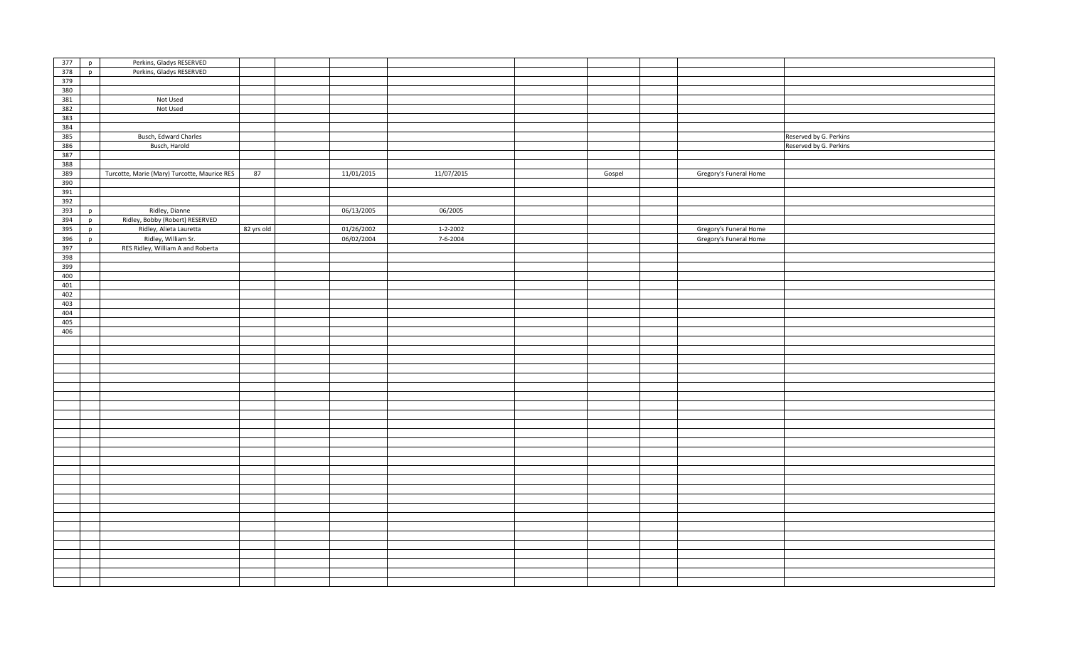| | | | | | | | | | | | |
|---|---|---|---|---|---|---|---|---|---|---|---|
| 377 | p | Perkins, Gladys RESERVED | | | | | | | | | |
| 378 | p | Perkins, Gladys RESERVED | | | | | | | | | |
| 379 | | | | | | | | | | | |
| 380 | | | | | | | | | | | |
| 381 | | Not Used | | | | | | | | | |
| 382 | | Not Used | | | | | | | | | |
| 383 | | | | | | | | | | | |
| 384 | | | | | | | | | | | |
| 385 | | Busch, Edward Charles | | | | | | | | | Reserved by G. Perkins |
| 386 | | Busch, Harold | | | | | | | | | Reserved by G. Perkins |
| 387 | | | | | | | | | | | |
| 388 | | | | | | | | | | | |
| 389 | | Turcotte, Marie (Mary) Turcotte, Maurice RES | 87 | | 11/01/2015 | 11/07/2015 | | Gospel | | Gregory's Funeral Home | |
| 390 | | | | | | | | | | | |
| 391 | | | | | | | | | | | |
| 392 | | | | | | | | | | | |
| 393 | p | Ridley, Dianne | | | 06/13/2005 | 06/2005 | | | | | |
| 394 | p | Ridley, Bobby (Robert) RESERVED | | | | | | | | | |
| 395 | p | Ridley, Alieta Lauretta | 82 yrs old | | 01/26/2002 | 1-2-2002 | | | | Gregory's Funeral Home | |
| 396 | p | Ridley, William Sr. | | | 06/02/2004 | 7-6-2004 | | | | Gregory's Funeral Home | |
| 397 | | RES Ridley, William A and Roberta | | | | | | | | | |
| 398 | | | | | | | | | | | |
| 399 | | | | | | | | | | | |
| 400 | | | | | | | | | | | |
| 401 | | | | | | | | | | | |
| 402 | | | | | | | | | | | |
| 403 | | | | | | | | | | | |
| 404 | | | | | | | | | | | |
| 405 | | | | | | | | | | | |
| 406 | | | | | | | | | | | |